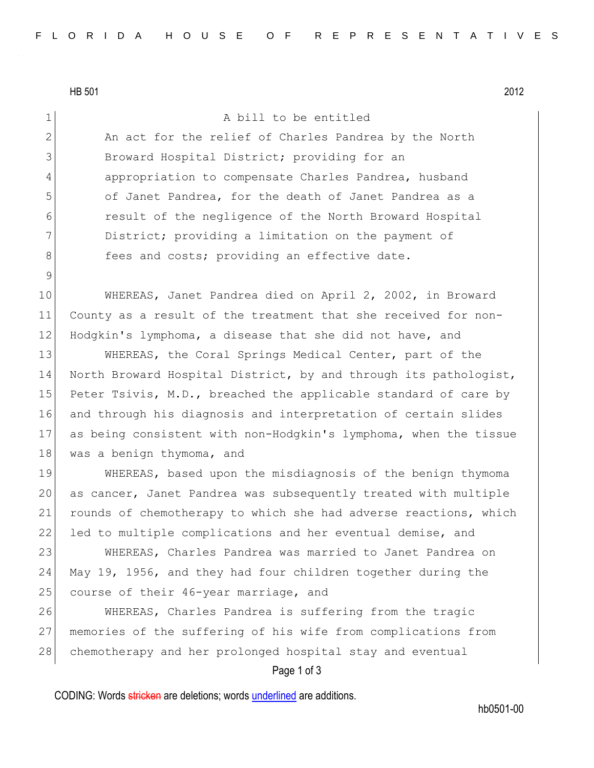HB 501 2012

A bill to be entitled

An act for the relief of Charles Pandrea by the North Broward Hospital District; providing for an appropriation to compensate Charles Pandrea, husband of Janet Pandrea, for the death of Janet Pandrea as a result of the negligence of the North Broward Hospital District; providing a limitation on the payment of fees and costs; providing an effective date.

WHEREAS, Janet Pandrea died on April 2, 2002, in Broward County as a result of the treatment that she received for non-Hodgkin's lymphoma, a disease that she did not have, and

WHEREAS, the Coral Springs Medical Center, part of the North Broward Hospital District, by and through its pathologist, Peter Tsivis, M.D., breached the applicable standard of care by and through his diagnosis and interpretation of certain slides as being consistent with non-Hodgkin's lymphoma, when the tissue was a benign thymoma, and

WHEREAS, based upon the misdiagnosis of the benign thymoma as cancer, Janet Pandrea was subsequently treated with multiple rounds of chemotherapy to which she had adverse reactions, which led to multiple complications and her eventual demise, and

WHEREAS, Charles Pandrea was married to Janet Pandrea on May 19, 1956, and they had four children together during the course of their 46-year marriage, and

WHEREAS, Charles Pandrea is suffering from the tragic memories of the suffering of his wife from complications from chemotherapy and her prolonged hospital stay and eventual

CODING: Words stricken are deletions; words underlined are additions.

hb0501-00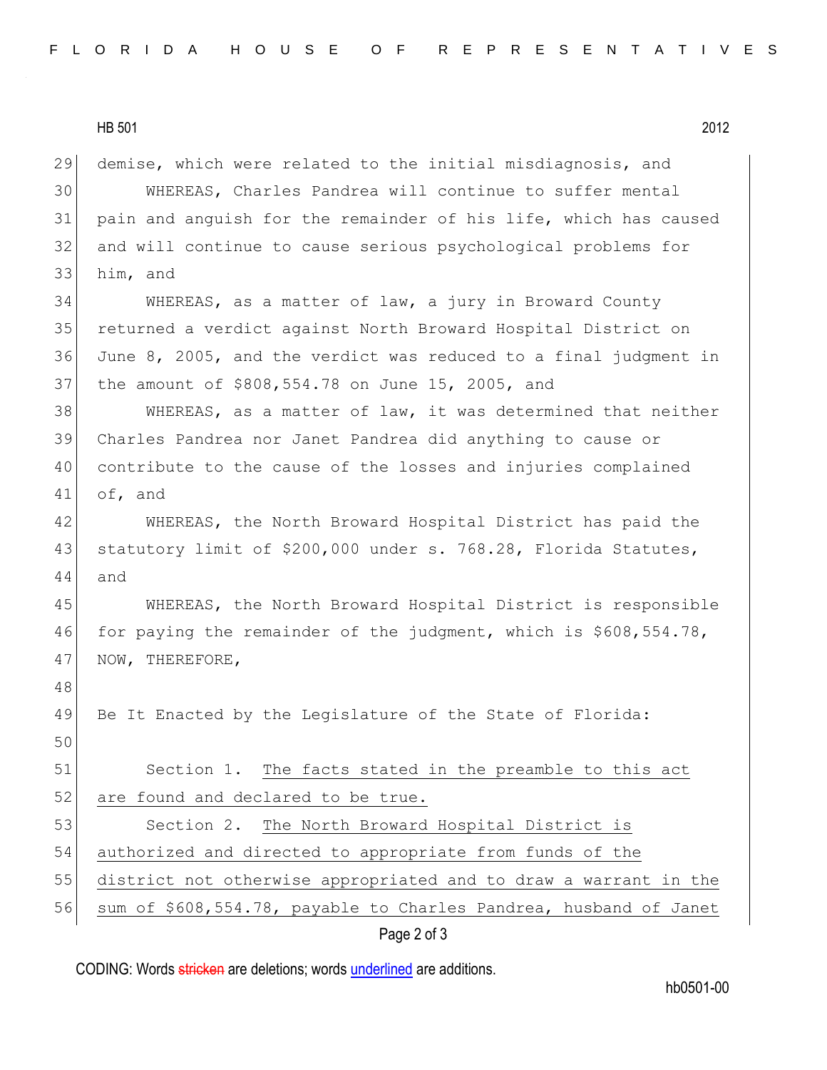demise, which were related to the initial misdiagnosis, and

WHEREAS, Charles Pandrea will continue to suffer mental pain and anguish for the remainder of his life, which has caused and will continue to cause serious psychological problems for him, and

WHEREAS, as a matter of law, a jury in Broward County returned a verdict against North Broward Hospital District on June 8, 2005, and the verdict was reduced to a final judgment in the amount of $808,554.78 on June 15, 2005, and

WHEREAS, as a matter of law, it was determined that neither Charles Pandrea nor Janet Pandrea did anything to cause or contribute to the cause of the losses and injuries complained of, and

WHEREAS, the North Broward Hospital District has paid the statutory limit of $200,000 under s. 768.28, Florida Statutes, and

WHEREAS, the North Broward Hospital District is responsible for paying the remainder of the judgment, which is $608,554.78, NOW, THEREFORE,

Be It Enacted by the Legislature of the State of Florida:

Section 1. The facts stated in the preamble to this act are found and declared to be true.

Section 2. The North Broward Hospital District is authorized and directed to appropriate from funds of the district not otherwise appropriated and to draw a warrant in the sum of $608,554.78, payable to Charles Pandrea, husband of Janet

CODING: Words stricken are deletions; words underlined are additions.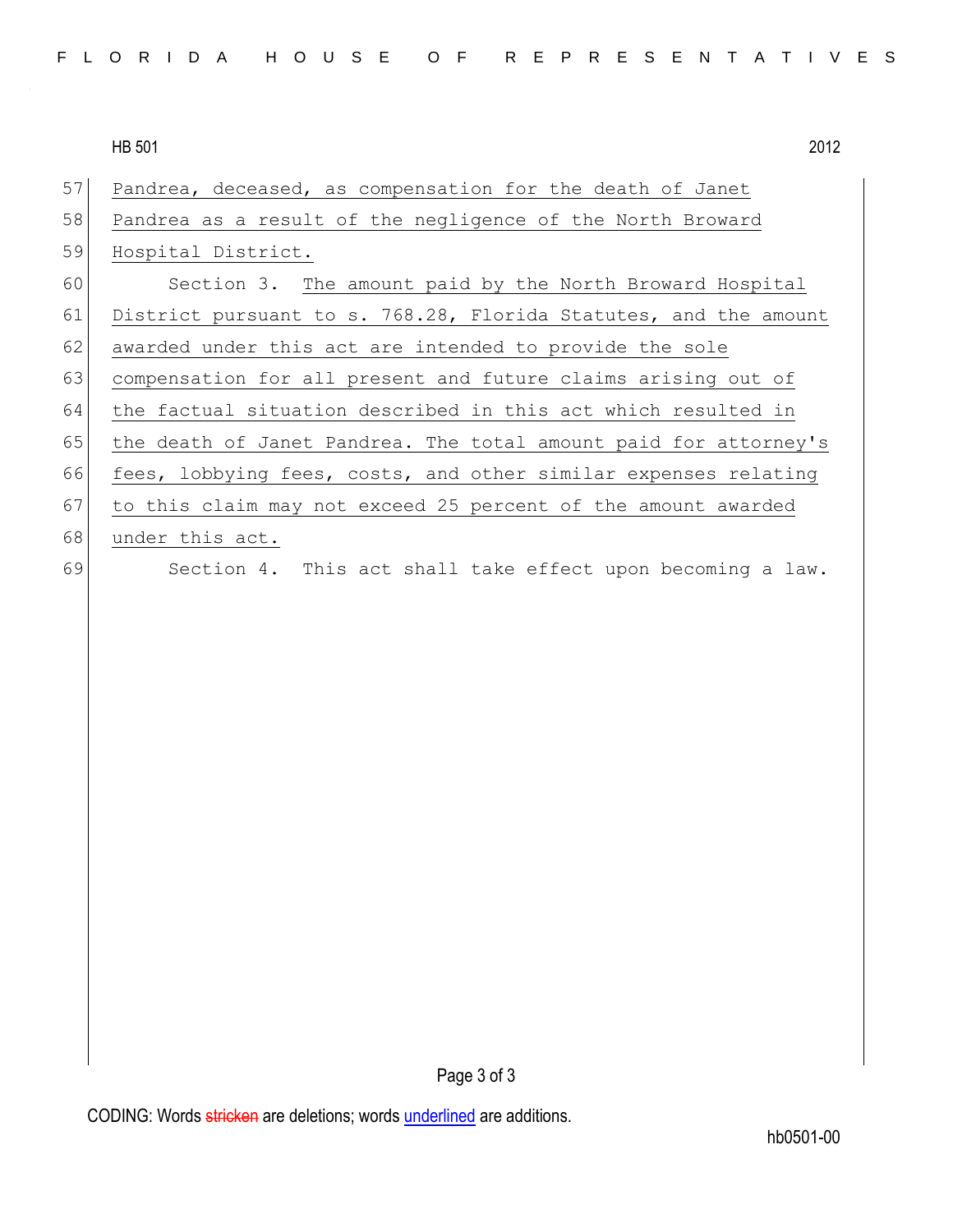57 Pandrea, deceased, as compensation for the death of Janet
58 Pandrea as a result of the negligence of the North Broward
59 Hospital District.

60 Section 3. The amount paid by the North Broward Hospital
61 District pursuant to s. 768.28, Florida Statutes, and the amount
62 awarded under this act are intended to provide the sole
63 compensation for all present and future claims arising out of
64 the factual situation described in this act which resulted in
65 the death of Janet Pandrea. The total amount paid for attorney's
66 fees, lobbying fees, costs, and other similar expenses relating
67 to this claim may not exceed 25 percent of the amount awarded
68 under this act.

69 Section 4. This act shall take effect upon becoming a law.

CODING: Words stricken are deletions; words underlined are additions.

hb0501-00